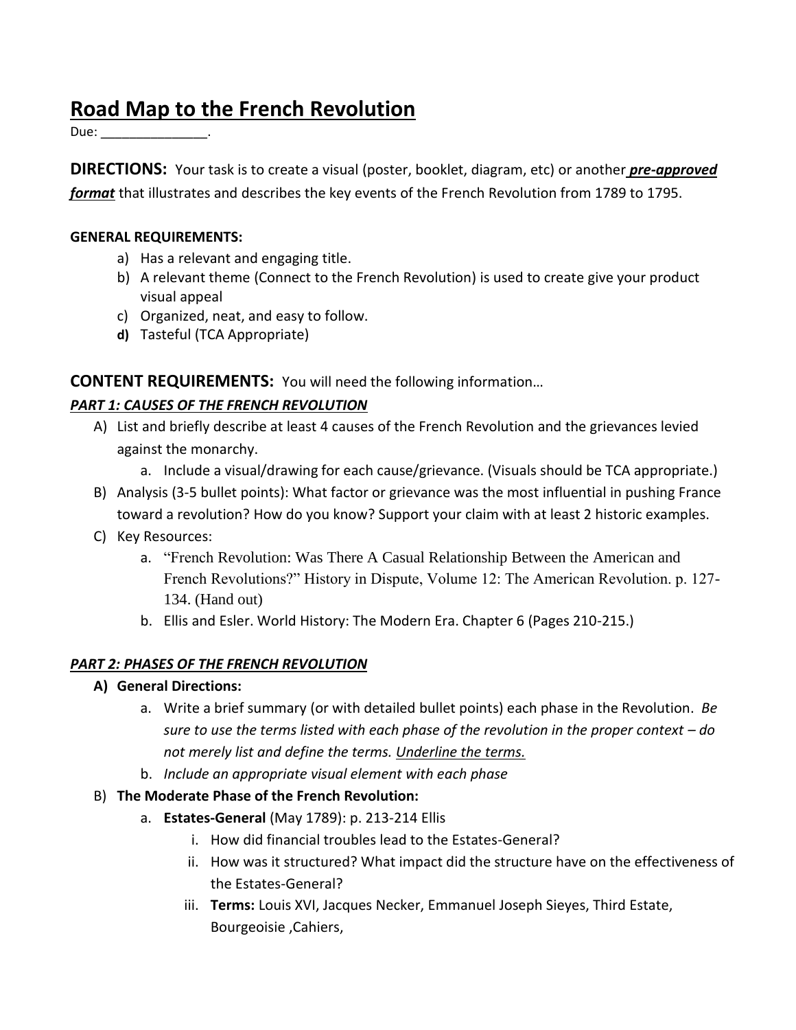# <u>Road Map to the French Revolution</u>

Due: _______________.

**DIRECTIONS:** Your task is to create a visual (poster, booklet, diagram, etc) or another ***<u>pre-approved format</u>*** that illustrates and describes the key events of the French Revolution from 1789 to 1795.

**GENERAL REQUIREMENTS:**

a) Has a relevant and engaging title.
b) A relevant theme (Connect to the French Revolution) is used to create give your product visual appeal
c) Organized, neat, and easy to follow.
**d)** Tasteful (TCA Appropriate)

**CONTENT REQUIREMENTS:** You will need the following information…

***<u>PART 1: CAUSES OF THE FRENCH REVOLUTION</u>***

A) List and briefly describe at least 4 causes of the French Revolution and the grievances levied against the monarchy.
   a. Include a visual/drawing for each cause/grievance. (Visuals should be TCA appropriate.)
B) Analysis (3-5 bullet points): What factor or grievance was the most influential in pushing France toward a revolution? How do you know? Support your claim with at least 2 historic examples.
C) Key Resources:
   a. "French Revolution: Was There A Casual Relationship Between the American and French Revolutions?" History in Dispute, Volume 12: The American Revolution. p. 127-134. (Hand out)
   b. Ellis and Esler. World History: The Modern Era. Chapter 6 (Pages 210-215.)

***<u>PART 2: PHASES OF THE FRENCH REVOLUTION</u>***

**A) General Directions:**
   a. Write a brief summary (or with detailed bullet points) each phase in the Revolution. *Be sure to use the terms listed with each phase of the revolution in the proper context – do not merely list and define the terms. <u>Underline the terms.</u>*
   b. *Include an appropriate visual element with each phase*

B) **The Moderate Phase of the French Revolution:**
   a. **Estates-General** (May 1789): p. 213-214 Ellis
      i. How did financial troubles lead to the Estates-General?
      ii. How was it structured? What impact did the structure have on the effectiveness of the Estates-General?
      iii. **Terms:** Louis XVI, Jacques Necker, Emmanuel Joseph Sieyes, Third Estate, Bourgeoisie ,Cahiers,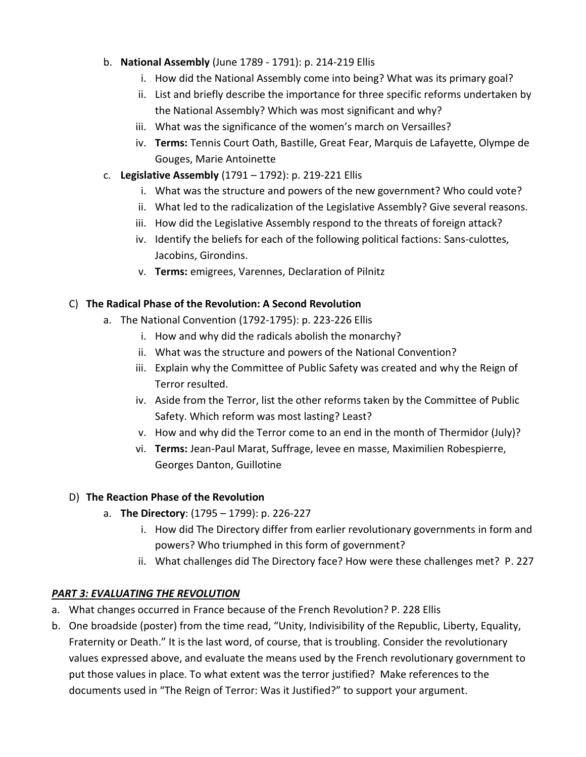- b. **National Assembly** (June 1789 - 1791): p. 214-219 Ellis
  - i. How did the National Assembly come into being? What was its primary goal?
  - ii. List and briefly describe the importance for three specific reforms undertaken by the National Assembly? Which was most significant and why?
  - iii. What was the significance of the women's march on Versailles?
  - iv. **Terms:** Tennis Court Oath, Bastille, Great Fear, Marquis de Lafayette, Olympe de Gouges, Marie Antoinette
- c. **Legislative Assembly** (1791 – 1792): p. 219-221 Ellis
  - i. What was the structure and powers of the new government? Who could vote?
  - ii. What led to the radicalization of the Legislative Assembly? Give several reasons.
  - iii. How did the Legislative Assembly respond to the threats of foreign attack?
  - iv. Identify the beliefs for each of the following political factions: Sans-culottes, Jacobins, Girondins.
  - v. **Terms:** emigrees, Varennes, Declaration of Pilnitz

C) **The Radical Phase of the Revolution: A Second Revolution**

- a. The National Convention (1792-1795): p. 223-226 Ellis
  - i. How and why did the radicals abolish the monarchy?
  - ii. What was the structure and powers of the National Convention?
  - iii. Explain why the Committee of Public Safety was created and why the Reign of Terror resulted.
  - iv. Aside from the Terror, list the other reforms taken by the Committee of Public Safety. Which reform was most lasting? Least?
  - v. How and why did the Terror come to an end in the month of Thermidor (July)?
  - vi. **Terms:** Jean-Paul Marat, Suffrage, levee en masse, Maximilien Robespierre, Georges Danton, Guillotine

D) **The Reaction Phase of the Revolution**

- a. **The Directory**: (1795 – 1799): p. 226-227
  - i. How did The Directory differ from earlier revolutionary governments in form and powers? Who triumphed in this form of government?
  - ii. What challenges did The Directory face? How were these challenges met? P. 227

***PART 3: EVALUATING THE REVOLUTION***

- a. What changes occurred in France because of the French Revolution? P. 228 Ellis
- b. One broadside (poster) from the time read, "Unity, Indivisibility of the Republic, Liberty, Equality, Fraternity or Death." It is the last word, of course, that is troubling. Consider the revolutionary values expressed above, and evaluate the means used by the French revolutionary government to put those values in place. To what extent was the terror justified? Make references to the documents used in "The Reign of Terror: Was it Justified?" to support your argument.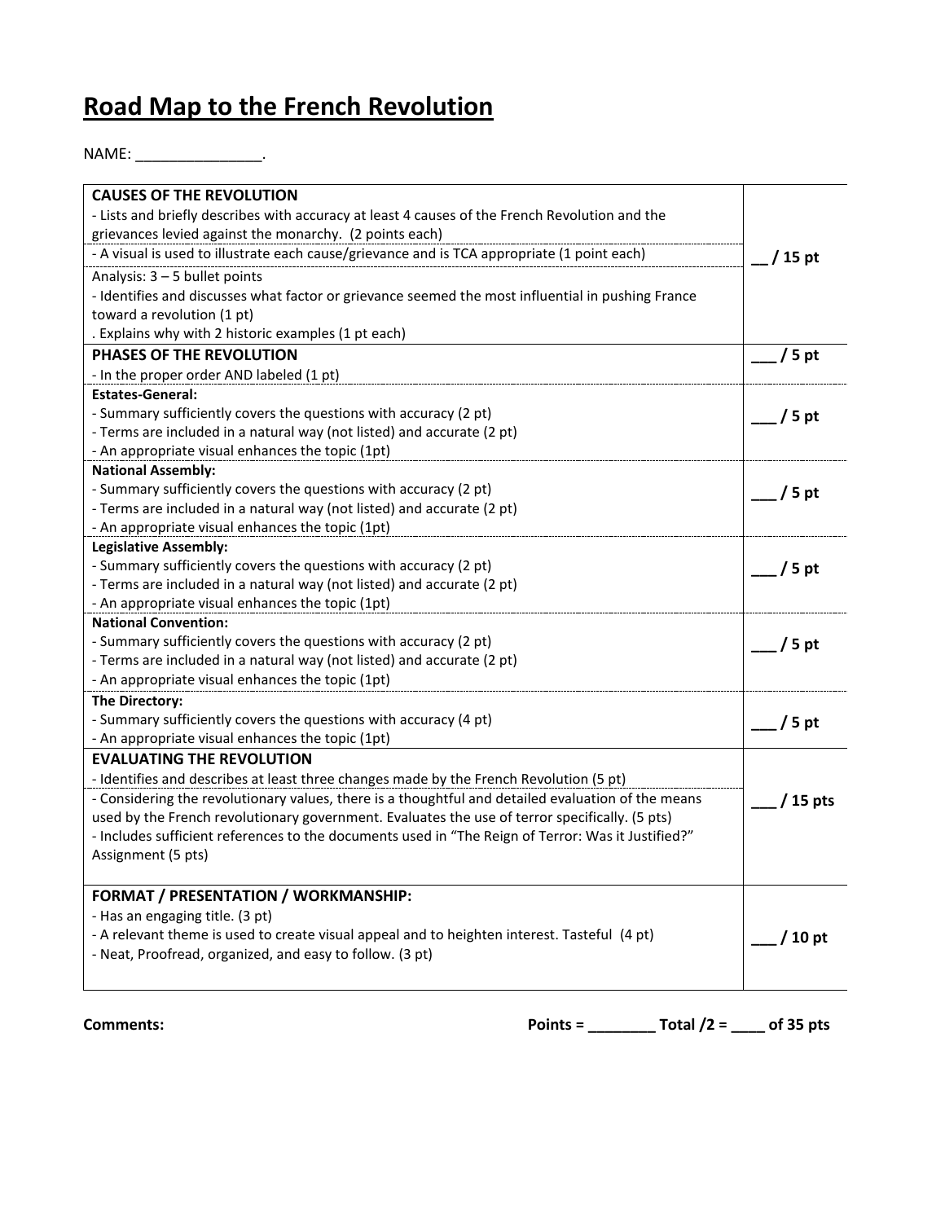# Road Map to the French Revolution

NAME: _______________.

| | |
|---|---|
| **CAUSES OF THE REVOLUTION**<br>- Lists and briefly describes with accuracy at least 4 causes of the French Revolution and the grievances levied against the monarchy. (2 points each)<br>- A visual is used to illustrate each cause/grievance and is TCA appropriate (1 point each)<br>Analysis: 3 – 5 bullet points<br>- Identifies and discusses what factor or grievance seemed the most influential in pushing France toward a revolution (1 pt)<br>. Explains why with 2 historic examples (1 pt each) | __ / 15 pt |
| **PHASES OF THE REVOLUTION**<br>- In the proper order AND labeled (1 pt) | ___ / 5 pt |
| **Estates-General:**<br>- Summary sufficiently covers the questions with accuracy (2 pt)<br>- Terms are included in a natural way (not listed) and accurate (2 pt)<br>- An appropriate visual enhances the topic (1pt) | ___ / 5 pt |
| **National Assembly:**<br>- Summary sufficiently covers the questions with accuracy (2 pt)<br>- Terms are included in a natural way (not listed) and accurate (2 pt)<br>- An appropriate visual enhances the topic (1pt) | ___ / 5 pt |
| **Legislative Assembly:**<br>- Summary sufficiently covers the questions with accuracy (2 pt)<br>- Terms are included in a natural way (not listed) and accurate (2 pt)<br>- An appropriate visual enhances the topic (1pt) | ___ / 5 pt |
| **National Convention:**<br>- Summary sufficiently covers the questions with accuracy (2 pt)<br>- Terms are included in a natural way (not listed) and accurate (2 pt)<br>- An appropriate visual enhances the topic (1pt) | ___ / 5 pt |
| **The Directory:**<br>- Summary sufficiently covers the questions with accuracy (4 pt)<br>- An appropriate visual enhances the topic (1pt) | ___ / 5 pt |
| **EVALUATING THE REVOLUTION**<br>- Identifies and describes at least three changes made by the French Revolution (5 pt)<br>- Considering the revolutionary values, there is a thoughtful and detailed evaluation of the means used by the French revolutionary government. Evaluates the use of terror specifically. (5 pts)<br>- Includes sufficient references to the documents used in "The Reign of Terror: Was it Justified?" Assignment (5 pts) | ___ / 15 pts |
| **FORMAT / PRESENTATION / WORKMANSHIP:**<br>- Has an engaging title. (3 pt)<br>- A relevant theme is used to create visual appeal and to heighten interest. Tasteful (4 pt)<br>- Neat, Proofread, organized, and easy to follow. (3 pt) | ___ / 10 pt |

**Comments:** **Points = ________ Total /2 = ____ of 35 pts**